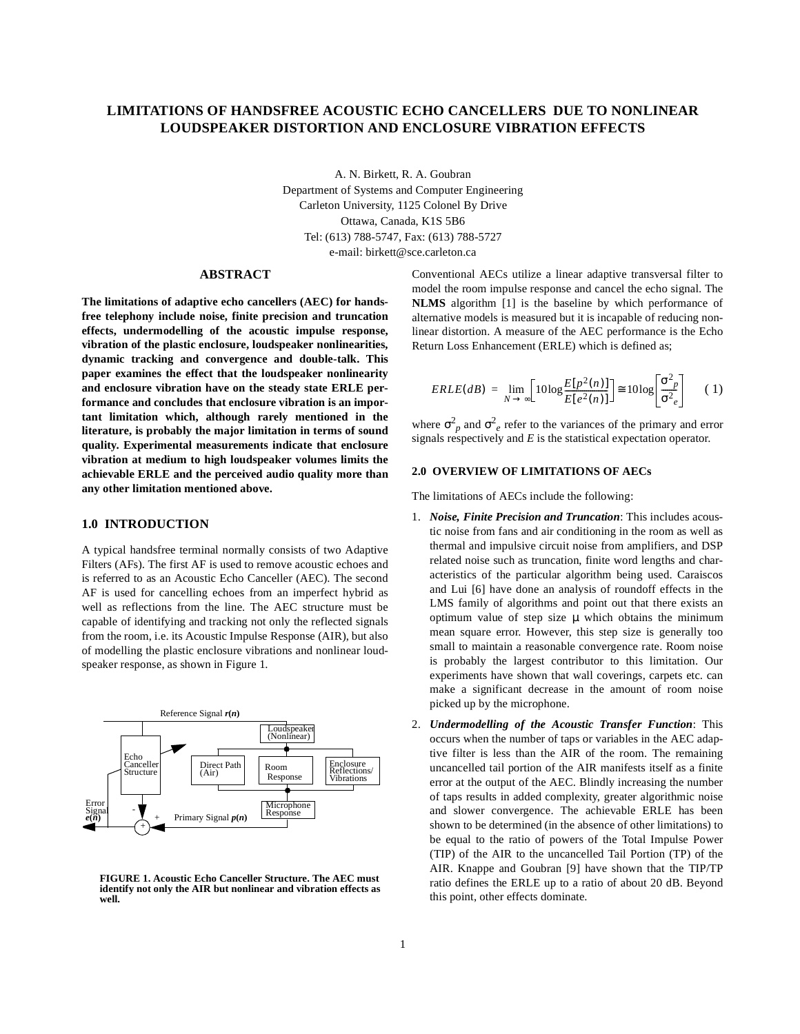# LIMITATIONS OF HANDSFREE ACOUSTIC ECHO CANCELLERS DUE TO NONLINEAR LOUDSPEAKER DISTORTION AND ENCLOSURE VIBRATION EFFECTS

A. N. Birkett, R. A. Goubran
Department of Systems and Computer Engineering
Carleton University, 1125 Colonel By Drive
Ottawa, Canada, K1S 5B6
Tel: (613) 788-5747, Fax: (613) 788-5727
e-mail: birkett@sce.carleton.ca

## ABSTRACT

**The limitations of adaptive echo cancellers (AEC) for handsfree telephony include noise, finite precision and truncation effects, undermodelling of the acoustic impulse response, vibration of the plastic enclosure, loudspeaker nonlinearities, dynamic tracking and convergence and double-talk. This paper examines the effect that the loudspeaker nonlinearity and enclosure vibration have on the steady state ERLE performance and concludes that enclosure vibration is an important limitation which, although rarely mentioned in the literature, is probably the major limitation in terms of sound quality. Experimental measurements indicate that enclosure vibration at medium to high loudspeaker volumes limits the achievable ERLE and the perceived audio quality more than any other limitation mentioned above.**

## 1.0 INTRODUCTION

A typical handsfree terminal normally consists of two Adaptive Filters (AFs). The first AF is used to remove acoustic echoes and is referred to as an Acoustic Echo Canceller (AEC). The second AF is used for cancelling echoes from an imperfect hybrid as well as reflections from the line. The AEC structure must be capable of identifying and tracking not only the reflected signals from the room, i.e. its Acoustic Impulse Response (AIR), but also of modelling the plastic enclosure vibrations and nonlinear loudspeaker response, as shown in Figure 1.

**FIGURE 1. Acoustic Echo Canceller Structure. The AEC must identify not only the AIR but nonlinear and vibration effects as well.**

Conventional AECs utilize a linear adaptive transversal filter to model the room impulse response and cancel the echo signal. The **NLMS** algorithm [1] is the baseline by which performance of alternative models is measured but it is incapable of reducing nonlinear distortion. A measure of the AEC performance is the Echo Return Loss Enhancement (ERLE) which is defined as;

$$ERLE(dB) = \lim_{N \to \infty}\left[10\log\frac{E[p^2(n)]}{E[e^2(n)]}\right] \cong 10\log\left[\frac{\sigma^2_p}{\sigma^2_e}\right] \qquad (1)$$

where $\sigma^2_p$ and $\sigma^2_e$ refer to the variances of the primary and error signals respectively and *E* is the statistical expectation operator.

## 2.0 OVERVIEW OF LIMITATIONS OF AECs

The limitations of AECs include the following:

1. ***Noise, Finite Precision and Truncation***: This includes acoustic noise from fans and air conditioning in the room as well as thermal and impulsive circuit noise from amplifiers, and DSP related noise such as truncation, finite word lengths and characteristics of the particular algorithm being used. Caraiscos and Lui [6] have done an analysis of roundoff effects in the LMS family of algorithms and point out that there exists an optimum value of step size $\mu$ which obtains the minimum mean square error. However, this step size is generally too small to maintain a reasonable convergence rate. Room noise is probably the largest contributor to this limitation. Our experiments have shown that wall coverings, carpets etc. can make a significant decrease in the amount of room noise picked up by the microphone.
2. ***Undermodelling of the Acoustic Transfer Function***: This occurs when the number of taps or variables in the AEC adaptive filter is less than the AIR of the room. The remaining uncancelled tail portion of the AIR manifests itself as a finite error at the output of the AEC. Blindly increasing the number of taps results in added complexity, greater algorithmic noise and slower convergence. The achievable ERLE has been shown to be determined (in the absence of other limitations) to be equal to the ratio of powers of the Total Impulse Power (TIP) of the AIR to the uncancelled Tail Portion (TP) of the AIR. Knappe and Goubran [9] have shown that the TIP/TP ratio defines the ERLE up to a ratio of about 20 dB. Beyond this point, other effects dominate.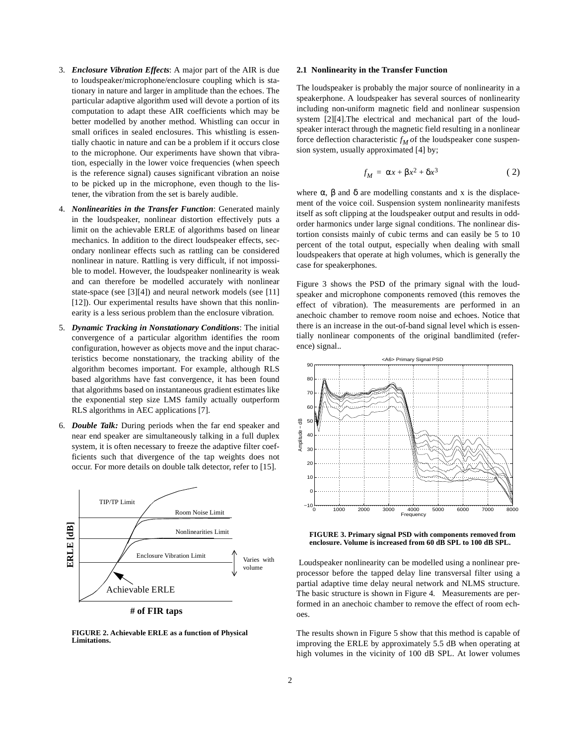3. ***Enclosure Vibration Effects***: A major part of the AIR is due to loudspeaker/microphone/enclosure coupling which is stationary in nature and larger in amplitude than the echoes. The particular adaptive algorithm used will devote a portion of its computation to adapt these AIR coefficients which may be better modelled by another method. Whistling can occur in small orifices in sealed enclosures. This whistling is essentially chaotic in nature and can be a problem if it occurs close to the microphone. Our experiments have shown that vibration, especially in the lower voice frequencies (when speech is the reference signal) causes significant vibration an noise to be picked up in the microphone, even though to the listener, the vibration from the set is barely audible.

4. ***Nonlinearities in the Transfer Function***: Generated mainly in the loudspeaker, nonlinear distortion effectively puts a limit on the achievable ERLE of algorithms based on linear mechanics. In addition to the direct loudspeaker effects, secondary nonlinear effects such as rattling can be considered nonlinear in nature. Rattling is very difficult, if not impossible to model. However, the loudspeaker nonlinearity is weak and can therefore be modelled accurately with nonlinear state-space (see [3][4]) and neural network models (see [11] [12]). Our experimental results have shown that this nonlinearity is a less serious problem than the enclosure vibration.

5. ***Dynamic Tracking in Nonstationary Conditions***: The initial convergence of a particular algorithm identifies the room configuration, however as objects move and the input characteristics become nonstationary, the tracking ability of the algorithm becomes important. For example, although RLS based algorithms have fast convergence, it has been found that algorithms based on instantaneous gradient estimates like the exponential step size LMS family actually outperform RLS algorithms in AEC applications [7].

6. ***Double Talk:*** During periods when the far end speaker and near end speaker are simultaneously talking in a full duplex system, it is often necessary to freeze the adaptive filter coefficients such that divergence of the tap weights does not occur. For more details on double talk detector, refer to [15].

**FIGURE 2. Achievable ERLE as a function of Physical Limitations.**

### 2.1 Nonlinearity in the Transfer Function

The loudspeaker is probably the major source of nonlinearity in a speakerphone. A loudspeaker has several sources of nonlinearity including non-uniform magnetic field and nonlinear suspension system [2][4].The electrical and mechanical part of the loudspeaker interact through the magnetic field resulting in a nonlinear force deflection characteristic $f_M$ of the loudspeaker cone suspension system, usually approximated [4] by;

$$f_M = \alpha x + \beta x^2 + \delta x^3 \qquad (2)$$

where $\alpha$, $\beta$ and $\delta$ are modelling constants and x is the displacement of the voice coil. Suspension system nonlinearity manifests itself as soft clipping at the loudspeaker output and results in odd-order harmonics under large signal conditions. The nonlinear distortion consists mainly of cubic terms and can easily be 5 to 10 percent of the total output, especially when dealing with small loudspeakers that operate at high volumes, which is generally the case for speakerphones.

Figure 3 shows the PSD of the primary signal with the loudspeaker and microphone components removed (this removes the effect of vibration). The measurements are performed in an anechoic chamber to remove room noise and echoes. Notice that there is an increase in the out-of-band signal level which is essentially nonlinear components of the original bandlimited (reference) signal..

**FIGURE 3. Primary signal PSD with components removed from enclosure. Volume is increased from 60 dB SPL to 100 dB SPL.**

Loudspeaker nonlinearity can be modelled using a nonlinear preprocessor before the tapped delay line transversal filter using a partial adaptive time delay neural network and NLMS structure. The basic structure is shown in Figure 4. Measurements are performed in an anechoic chamber to remove the effect of room echoes.

The results shown in Figure 5 show that this method is capable of improving the ERLE by approximately 5.5 dB when operating at high volumes in the vicinity of 100 dB SPL. At lower volumes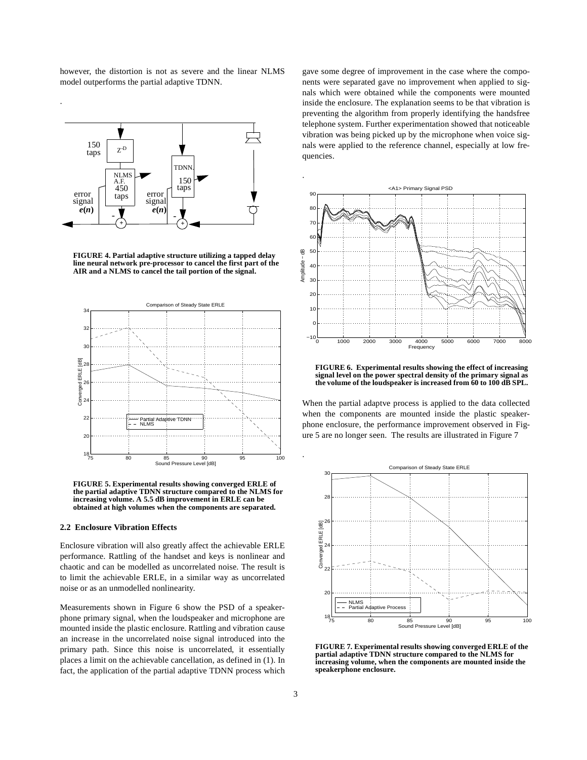however, the distortion is not as severe and the linear NLMS model outperforms the partial adaptive TDNN.

FIGURE 4. Partial adaptive structure utilizing a tapped delay line neural network pre-processor to cancel the first part of the AIR and a NLMS to cancel the tail portion of the signal.

FIGURE 5. Experimental results showing converged ERLE of the partial adaptive TDNN structure compared to the NLMS for increasing volume. A 5.5 dB improvement in ERLE can be obtained at high volumes when the components are separated.

### 2.2 Enclosure Vibration Effects

Enclosure vibration will also greatly affect the achievable ERLE performance. Rattling of the handset and keys is nonlinear and chaotic and can be modelled as uncorrelated noise. The result is to limit the achievable ERLE, in a similar way as uncorrelated noise or as an unmodelled nonlinearity.

Measurements shown in Figure 6 show the PSD of a speakerphone primary signal, when the loudspeaker and microphone are mounted inside the plastic enclosure. Rattling and vibration cause an increase in the uncorrelated noise signal introduced into the primary path. Since this noise is uncorrelated, it essentially places a limit on the achievable cancellation, as defined in (1). In fact, the application of the partial adaptive TDNN process which gave some degree of improvement in the case where the components were separated gave no improvement when applied to signals which were obtained while the components were mounted inside the enclosure. The explanation seems to be that vibration is preventing the algorithm from properly identifying the handsfree telephone system. Further experimentation showed that noticeable vibration was being picked up by the microphone when voice signals were applied to the reference channel, especially at low frequencies.

FIGURE 6. Experimental results showing the effect of increasing signal level on the power spectral density of the primary signal as the volume of the loudspeaker is increased from 60 to 100 dB SPL.

When the partial adaptve process is applied to the data collected when the components are mounted inside the plastic speakerphone enclosure, the performance improvement observed in Figure 5 are no longer seen. The results are illustrated in Figure 7

FIGURE 7. Experimental results showing converged ERLE of the partial adaptive TDNN structure compared to the NLMS for increasing volume, when the components are mounted inside the speakerphone enclosure.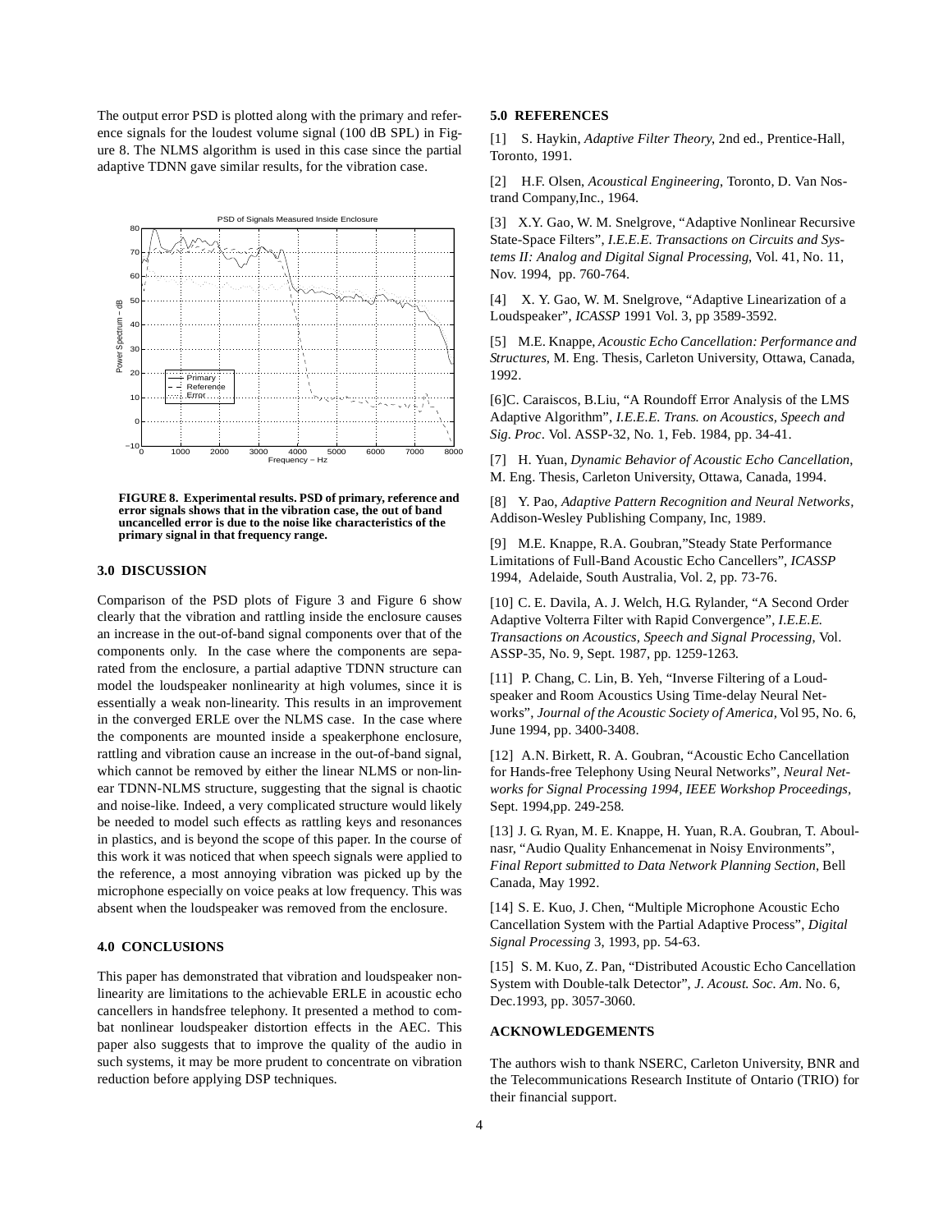The output error PSD is plotted along with the primary and reference signals for the loudest volume signal (100 dB SPL) in Figure 8. The NLMS algorithm is used in this case since the partial adaptive TDNN gave similar results, for the vibration case.

PSD of Signals Measured Inside Enclosure

Power Spectrum – dB

80
70
60
50
40
30
20
10
0
−10

0 1000 2000 3000 4000 5000 6000 7000 8000

Frequency – Hz

Primary
Reference
Error

**FIGURE 8. Experimental results. PSD of primary, reference and error signals shows that in the vibration case, the out of band uncancelled error is due to the noise like characteristics of the primary signal in that frequency range.**

## 3.0 DISCUSSION

Comparison of the PSD plots of Figure 3 and Figure 6 show clearly that the vibration and rattling inside the enclosure causes an increase in the out-of-band signal components over that of the components only. In the case where the components are separated from the enclosure, a partial adaptive TDNN structure can model the loudspeaker nonlinearity at high volumes, since it is essentially a weak non-linearity. This results in an improvement in the converged ERLE over the NLMS case. In the case where the components are mounted inside a speakerphone enclosure, rattling and vibration cause an increase in the out-of-band signal, which cannot be removed by either the linear NLMS or non-linear TDNN-NLMS structure, suggesting that the signal is chaotic and noise-like. Indeed, a very complicated structure would likely be needed to model such effects as rattling keys and resonances in plastics, and is beyond the scope of this paper. In the course of this work it was noticed that when speech signals were applied to the reference, a most annoying vibration was picked up by the microphone especially on voice peaks at low frequency. This was absent when the loudspeaker was removed from the enclosure.

## 4.0 CONCLUSIONS

This paper has demonstrated that vibration and loudspeaker nonlinearity are limitations to the achievable ERLE in acoustic echo cancellers in handsfree telephony. It presented a method to combat nonlinear loudspeaker distortion effects in the AEC. This paper also suggests that to improve the quality of the audio in such systems, it may be more prudent to concentrate on vibration reduction before applying DSP techniques.

## 5.0 REFERENCES

[1] S. Haykin, *Adaptive Filter Theory*, 2nd ed., Prentice-Hall, Toronto, 1991.

[2] H.F. Olsen, *Acoustical Engineering*, Toronto, D. Van Nostrand Company,Inc., 1964.

[3] X.Y. Gao, W. M. Snelgrove, "Adaptive Nonlinear Recursive State-Space Filters", *I.E.E.E. Transactions on Circuits and Systems II: Analog and Digital Signal Processing*, Vol. 41, No. 11, Nov. 1994, pp. 760-764.

[4] X. Y. Gao, W. M. Snelgrove, "Adaptive Linearization of a Loudspeaker", *ICASSP* 1991 Vol. 3, pp 3589-3592.

[5] M.E. Knappe, *Acoustic Echo Cancellation: Performance and Structures*, M. Eng. Thesis, Carleton University, Ottawa, Canada, 1992.

[6]C. Caraiscos, B.Liu, "A Roundoff Error Analysis of the LMS Adaptive Algorithm", *I.E.E.E. Trans. on Acoustics, Speech and Sig. Proc*. Vol. ASSP-32, No. 1, Feb. 1984, pp. 34-41.

[7] H. Yuan, *Dynamic Behavior of Acoustic Echo Cancellation*, M. Eng. Thesis, Carleton University, Ottawa, Canada, 1994.

[8] Y. Pao, *Adaptive Pattern Recognition and Neural Networks*, Addison-Wesley Publishing Company, Inc, 1989.

[9] M.E. Knappe, R.A. Goubran,"Steady State Performance Limitations of Full-Band Acoustic Echo Cancellers", *ICASSP* 1994, Adelaide, South Australia, Vol. 2, pp. 73-76.

[10] C. E. Davila, A. J. Welch, H.G. Rylander, "A Second Order Adaptive Volterra Filter with Rapid Convergence", *I.E.E.E. Transactions on Acoustics, Speech and Signal Processing*, Vol. ASSP-35, No. 9, Sept. 1987, pp. 1259-1263.

[11] P. Chang, C. Lin, B. Yeh, "Inverse Filtering of a Loudspeaker and Room Acoustics Using Time-delay Neural Networks", *Journal of the Acoustic Society of America*, Vol 95, No. 6, June 1994, pp. 3400-3408.

[12] A.N. Birkett, R. A. Goubran, "Acoustic Echo Cancellation for Hands-free Telephony Using Neural Networks", *Neural Networks for Signal Processing 1994, IEEE Workshop Proceedings*, Sept. 1994,pp. 249-258.

[13] J. G. Ryan, M. E. Knappe, H. Yuan, R.A. Goubran, T. Aboulnasr, "Audio Quality Enhancemenat in Noisy Environments", *Final Report submitted to Data Network Planning Section*, Bell Canada, May 1992.

[14] S. E. Kuo, J. Chen, "Multiple Microphone Acoustic Echo Cancellation System with the Partial Adaptive Process", *Digital Signal Processing* 3, 1993, pp. 54-63.

[15] S. M. Kuo, Z. Pan, "Distributed Acoustic Echo Cancellation System with Double-talk Detector", *J. Acoust. Soc. Am*. No. 6, Dec.1993, pp. 3057-3060.

## ACKNOWLEDGEMENTS

The authors wish to thank NSERC, Carleton University, BNR and the Telecommunications Research Institute of Ontario (TRIO) for their financial support.